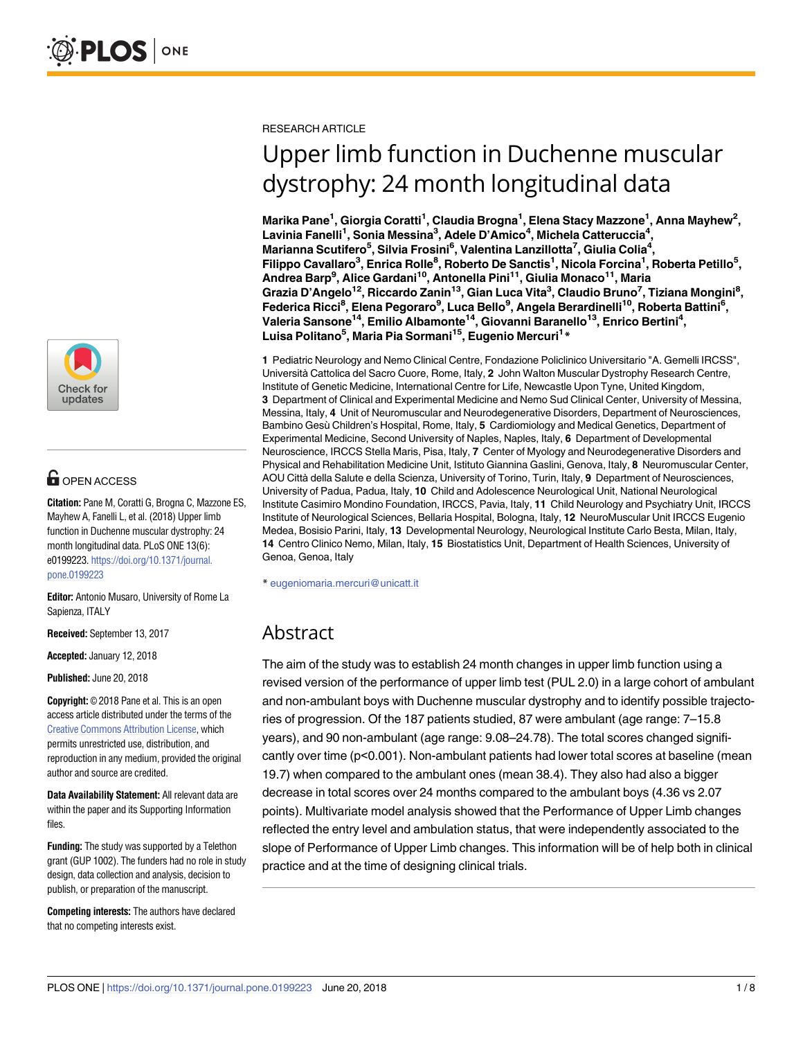RESEARCH ARTICLE

# Upper limb function in Duchenne muscular dystrophy: 24 month longitudinal data

**Marika Pane[1], Giorgia Coratti[1], Claudia Brogna[1], Elena Stacy Mazzone[1], Anna Mayhew[2], Lavinia Fanelli[1], Sonia Messina[3], Adele D'Amico[4], Michela Catteruccia[4], Marianna Scutifero[5], Silvia Frosini[6], Valentina Lanzillotta[7], Giulia Colia[4], Filippo Cavallaro[3], Enrica Rolle[8], Roberto De Sanctis[1], Nicola Forcina[1], Roberta Petillo[5], Andrea Barp[9], Alice Gardani[10], Antonella Pini[11], Giulia Monaco[11], Maria Grazia D'Angelo[12], Riccardo Zanin[13], Gian Luca Vita[3], Claudio Bruno[7], Tiziana Mongini[8], Federica Ricci[8], Elena Pegoraro[9], Luca Bello[9], Angela Berardinelli[10], Roberta Battini[6], Valeria Sansone[14], Emilio Albamonte[14], Giovanni Baranello[13], Enrico Bertini[4], Luisa Politano[5], Maria Pia Sormani[15], Eugenio Mercuri[1]***

**1** Pediatric Neurology and Nemo Clinical Centre, Fondazione Policlinico Universitario "A. Gemelli IRCSS", Università Cattolica del Sacro Cuore, Rome, Italy, **2** John Walton Muscular Dystrophy Research Centre, Institute of Genetic Medicine, International Centre for Life, Newcastle Upon Tyne, United Kingdom, **3** Department of Clinical and Experimental Medicine and Nemo Sud Clinical Center, University of Messina, Messina, Italy, **4** Unit of Neuromuscular and Neurodegenerative Disorders, Department of Neurosciences, Bambino Gesù Children's Hospital, Rome, Italy, **5** Cardiomiology and Medical Genetics, Department of Experimental Medicine, Second University of Naples, Naples, Italy, **6** Department of Developmental Neuroscience, IRCCS Stella Maris, Pisa, Italy, **7** Center of Myology and Neurodegenerative Disorders and Physical and Rehabilitation Medicine Unit, Istituto Giannina Gaslini, Genova, Italy, **8** Neuromuscular Center, AOU Città della Salute e della Scienza, University of Torino, Turin, Italy, **9** Department of Neurosciences, University of Padua, Padua, Italy, **10** Child and Adolescence Neurological Unit, National Neurological Institute Casimiro Mondino Foundation, IRCCS, Pavia, Italy, **11** Child Neurology and Psychiatry Unit, IRCCS Institute of Neurological Sciences, Bellaria Hospital, Bologna, Italy, **12** NeuroMuscular Unit IRCCS Eugenio Medea, Bosisio Parini, Italy, **13** Developmental Neurology, Neurological Institute Carlo Besta, Milan, Italy, **14** Centro Clinico Nemo, Milan, Italy, **15** Biostatistics Unit, Department of Health Sciences, University of Genoa, Genoa, Italy

* eugeniomaria.mercuri@unicatt.it

## Abstract

The aim of the study was to establish 24 month changes in upper limb function using a revised version of the performance of upper limb test (PUL 2.0) in a large cohort of ambulant and non-ambulant boys with Duchenne muscular dystrophy and to identify possible trajectories of progression. Of the 187 patients studied, 87 were ambulant (age range: 7–15.8 years), and 90 non-ambulant (age range: 9.08–24.78). The total scores changed significantly over time ($p<0.001$). Non-ambulant patients had lower total scores at baseline (mean 19.7) when compared to the ambulant ones (mean 38.4). They also had also a bigger decrease in total scores over 24 months compared to the ambulant boys (4.36 vs 2.07 points). Multivariate model analysis showed that the Performance of Upper Limb changes reflected the entry level and ambulation status, that were independently associated to the slope of Performance of Upper Limb changes. This information will be of help both in clinical practice and at the time of designing clinical trials.

OPEN ACCESS

**Citation:** Pane M, Coratti G, Brogna C, Mazzone ES, Mayhew A, Fanelli L, et al. (2018) Upper limb function in Duchenne muscular dystrophy: 24 month longitudinal data. PLoS ONE 13(6): e0199223. https://doi.org/10.1371/journal.pone.0199223

**Editor:** Antonio Musaro, University of Rome La Sapienza, ITALY

**Received:** September 13, 2017

**Accepted:** January 12, 2018

**Published:** June 20, 2018

**Copyright:** © 2018 Pane et al. This is an open access article distributed under the terms of the Creative Commons Attribution License, which permits unrestricted use, distribution, and reproduction in any medium, provided the original author and source are credited.

**Data Availability Statement:** All relevant data are within the paper and its Supporting Information files.

**Funding:** The study was supported by a Telethon grant (GUP 1002). The funders had no role in study design, data collection and analysis, decision to publish, or preparation of the manuscript.

**Competing interests:** The authors have declared that no competing interests exist.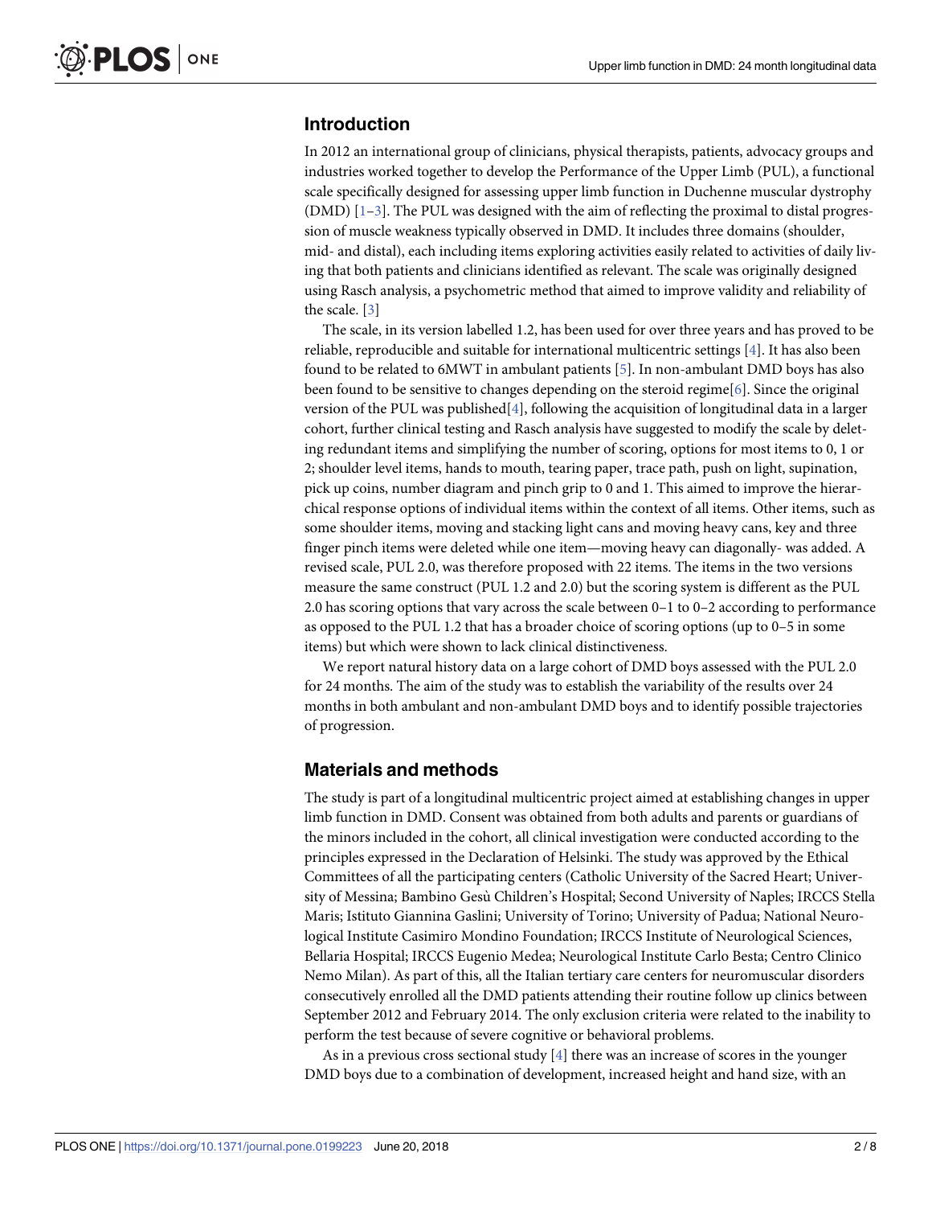## Introduction

In 2012 an international group of clinicians, physical therapists, patients, advocacy groups and industries worked together to develop the Performance of the Upper Limb (PUL), a functional scale specifically designed for assessing upper limb function in Duchenne muscular dystrophy (DMD) [1–3]. The PUL was designed with the aim of reflecting the proximal to distal progression of muscle weakness typically observed in DMD. It includes three domains (shoulder, mid- and distal), each including items exploring activities easily related to activities of daily living that both patients and clinicians identified as relevant. The scale was originally designed using Rasch analysis, a psychometric method that aimed to improve validity and reliability of the scale. [3]

The scale, in its version labelled 1.2, has been used for over three years and has proved to be reliable, reproducible and suitable for international multicentric settings [4]. It has also been found to be related to 6MWT in ambulant patients [5]. In non-ambulant DMD boys has also been found to be sensitive to changes depending on the steroid regime[6]. Since the original version of the PUL was published[4], following the acquisition of longitudinal data in a larger cohort, further clinical testing and Rasch analysis have suggested to modify the scale by deleting redundant items and simplifying the number of scoring, options for most items to 0, 1 or 2; shoulder level items, hands to mouth, tearing paper, trace path, push on light, supination, pick up coins, number diagram and pinch grip to 0 and 1. This aimed to improve the hierarchical response options of individual items within the context of all items. Other items, such as some shoulder items, moving and stacking light cans and moving heavy cans, key and three finger pinch items were deleted while one item—moving heavy can diagonally- was added. A revised scale, PUL 2.0, was therefore proposed with 22 items. The items in the two versions measure the same construct (PUL 1.2 and 2.0) but the scoring system is different as the PUL 2.0 has scoring options that vary across the scale between 0–1 to 0–2 according to performance as opposed to the PUL 1.2 that has a broader choice of scoring options (up to 0–5 in some items) but which were shown to lack clinical distinctiveness.

We report natural history data on a large cohort of DMD boys assessed with the PUL 2.0 for 24 months. The aim of the study was to establish the variability of the results over 24 months in both ambulant and non-ambulant DMD boys and to identify possible trajectories of progression.

## Materials and methods

The study is part of a longitudinal multicentric project aimed at establishing changes in upper limb function in DMD. Consent was obtained from both adults and parents or guardians of the minors included in the cohort, all clinical investigation were conducted according to the principles expressed in the Declaration of Helsinki. The study was approved by the Ethical Committees of all the participating centers (Catholic University of the Sacred Heart; University of Messina; Bambino Gesù Children's Hospital; Second University of Naples; IRCCS Stella Maris; Istituto Giannina Gaslini; University of Torino; University of Padua; National Neurological Institute Casimiro Mondino Foundation; IRCCS Institute of Neurological Sciences, Bellaria Hospital; IRCCS Eugenio Medea; Neurological Institute Carlo Besta; Centro Clinico Nemo Milan). As part of this, all the Italian tertiary care centers for neuromuscular disorders consecutively enrolled all the DMD patients attending their routine follow up clinics between September 2012 and February 2014. The only exclusion criteria were related to the inability to perform the test because of severe cognitive or behavioral problems.

As in a previous cross sectional study [4] there was an increase of scores in the younger DMD boys due to a combination of development, increased height and hand size, with an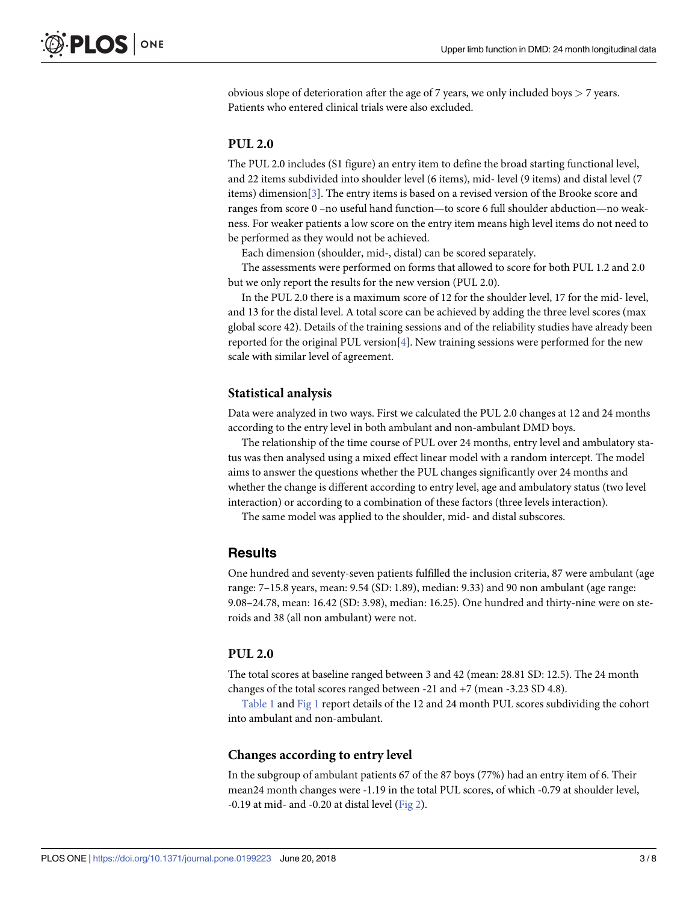obvious slope of deterioration after the age of 7 years, we only included boys > 7 years. Patients who entered clinical trials were also excluded.

### PUL 2.0

The PUL 2.0 includes (S1 figure) an entry item to define the broad starting functional level, and 22 items subdivided into shoulder level (6 items), mid- level (9 items) and distal level (7 items) dimension[3]. The entry items is based on a revised version of the Brooke score and ranges from score 0 –no useful hand function—to score 6 full shoulder abduction—no weakness. For weaker patients a low score on the entry item means high level items do not need to be performed as they would not be achieved.

Each dimension (shoulder, mid-, distal) can be scored separately.

The assessments were performed on forms that allowed to score for both PUL 1.2 and 2.0 but we only report the results for the new version (PUL 2.0).

In the PUL 2.0 there is a maximum score of 12 for the shoulder level, 17 for the mid- level, and 13 for the distal level. A total score can be achieved by adding the three level scores (max global score 42). Details of the training sessions and of the reliability studies have already been reported for the original PUL version[4]. New training sessions were performed for the new scale with similar level of agreement.

### Statistical analysis

Data were analyzed in two ways. First we calculated the PUL 2.0 changes at 12 and 24 months according to the entry level in both ambulant and non-ambulant DMD boys.

The relationship of the time course of PUL over 24 months, entry level and ambulatory status was then analysed using a mixed effect linear model with a random intercept. The model aims to answer the questions whether the PUL changes significantly over 24 months and whether the change is different according to entry level, age and ambulatory status (two level interaction) or according to a combination of these factors (three levels interaction).

The same model was applied to the shoulder, mid- and distal subscores.

## Results

One hundred and seventy-seven patients fulfilled the inclusion criteria, 87 were ambulant (age range: 7–15.8 years, mean: 9.54 (SD: 1.89), median: 9.33) and 90 non ambulant (age range: 9.08–24.78, mean: 16.42 (SD: 3.98), median: 16.25). One hundred and thirty-nine were on steroids and 38 (all non ambulant) were not.

### PUL 2.0

The total scores at baseline ranged between 3 and 42 (mean: 28.81 SD: 12.5). The 24 month changes of the total scores ranged between -21 and +7 (mean -3.23 SD 4.8).

Table 1 and Fig 1 report details of the 12 and 24 month PUL scores subdividing the cohort into ambulant and non-ambulant.

### Changes according to entry level

In the subgroup of ambulant patients 67 of the 87 boys (77%) had an entry item of 6. Their mean24 month changes were -1.19 in the total PUL scores, of which -0.79 at shoulder level, -0.19 at mid- and -0.20 at distal level (Fig 2).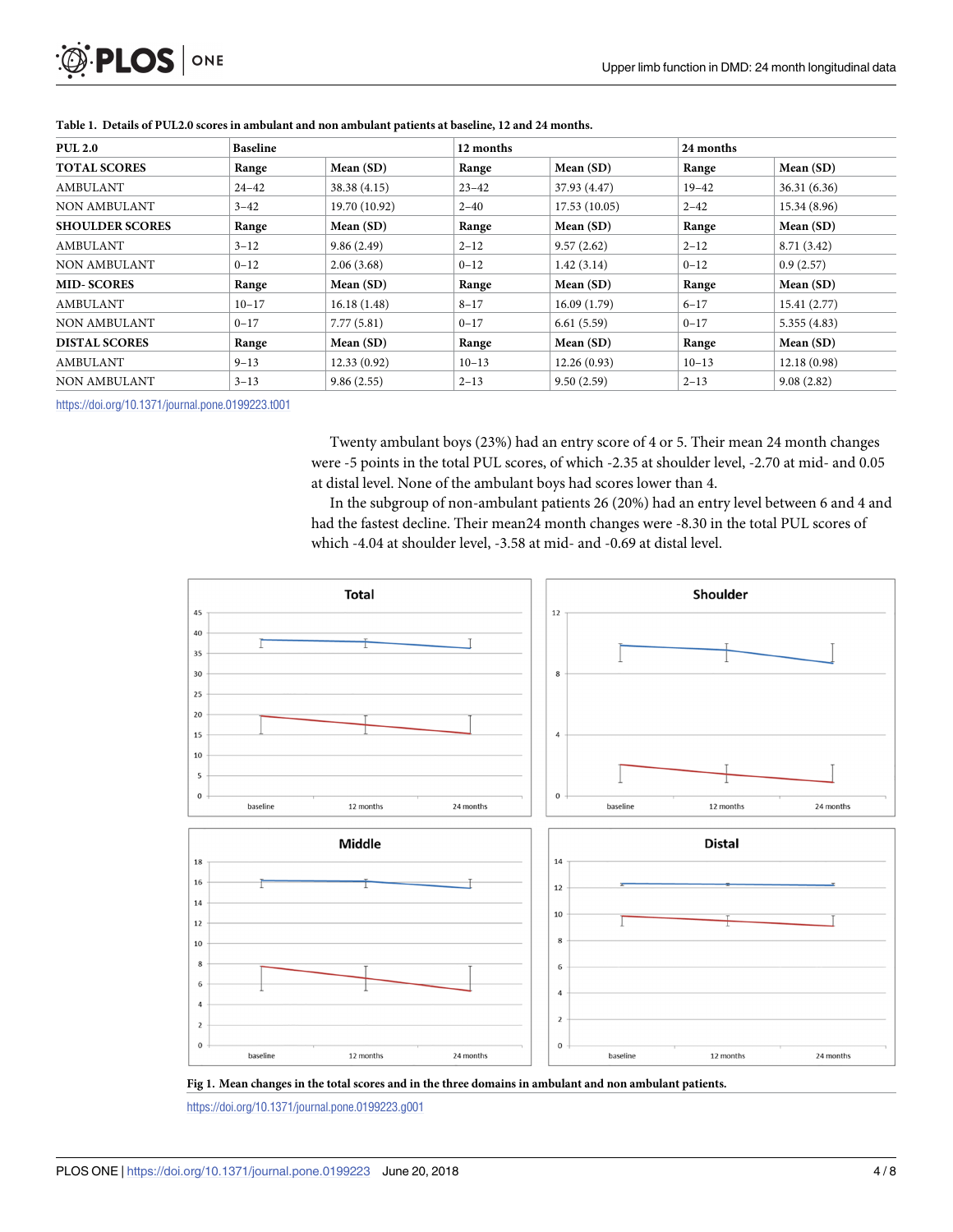**Table 1. Details of PUL2.0 scores in ambulant and non ambulant patients at baseline, 12 and 24 months.**

| PUL 2.0 | Baseline | | 12 months | | 24 months | |
|---|---|---|---|---|---|---|
| **TOTAL SCORES** | Range | Mean (SD) | Range | Mean (SD) | Range | Mean (SD) |
| AMBULANT | 24–42 | 38.38 (4.15) | 23–42 | 37.93 (4.47) | 19–42 | 36.31 (6.36) |
| NON AMBULANT | 3–42 | 19.70 (10.92) | 2–40 | 17.53 (10.05) | 2–42 | 15.34 (8.96) |
| **SHOULDER SCORES** | Range | Mean (SD) | Range | Mean (SD) | Range | Mean (SD) |
| AMBULANT | 3–12 | 9.86 (2.49) | 2–12 | 9.57 (2.62) | 2–12 | 8.71 (3.42) |
| NON AMBULANT | 0–12 | 2.06 (3.68) | 0–12 | 1.42 (3.14) | 0–12 | 0.9 (2.57) |
| **MID- SCORES** | Range | Mean (SD) | Range | Mean (SD) | Range | Mean (SD) |
| AMBULANT | 10–17 | 16.18 (1.48) | 8–17 | 16.09 (1.79) | 6–17 | 15.41 (2.77) |
| NON AMBULANT | 0–17 | 7.77 (5.81) | 0–17 | 6.61 (5.59) | 0–17 | 5.355 (4.83) |
| **DISTAL SCORES** | Range | Mean (SD) | Range | Mean (SD) | Range | Mean (SD) |
| AMBULANT | 9–13 | 12.33 (0.92) | 10–13 | 12.26 (0.93) | 10–13 | 12.18 (0.98) |
| NON AMBULANT | 3–13 | 9.86 (2.55) | 2–13 | 9.50 (2.59) | 2–13 | 9.08 (2.82) |

https://doi.org/10.1371/journal.pone.0199223.t001

Twenty ambulant boys (23%) had an entry score of 4 or 5. Their mean 24 month changes were -5 points in the total PUL scores, of which -2.35 at shoulder level, -2.70 at mid- and 0.05 at distal level. None of the ambulant boys had scores lower than 4.

In the subgroup of non-ambulant patients 26 (20%) had an entry level between 6 and 4 and had the fastest decline. Their mean24 month changes were -8.30 in the total PUL scores of which -4.04 at shoulder level, -3.58 at mid- and -0.69 at distal level.

**Fig 1. Mean changes in the total scores and in the three domains in ambulant and non ambulant patients.**

https://doi.org/10.1371/journal.pone.0199223.g001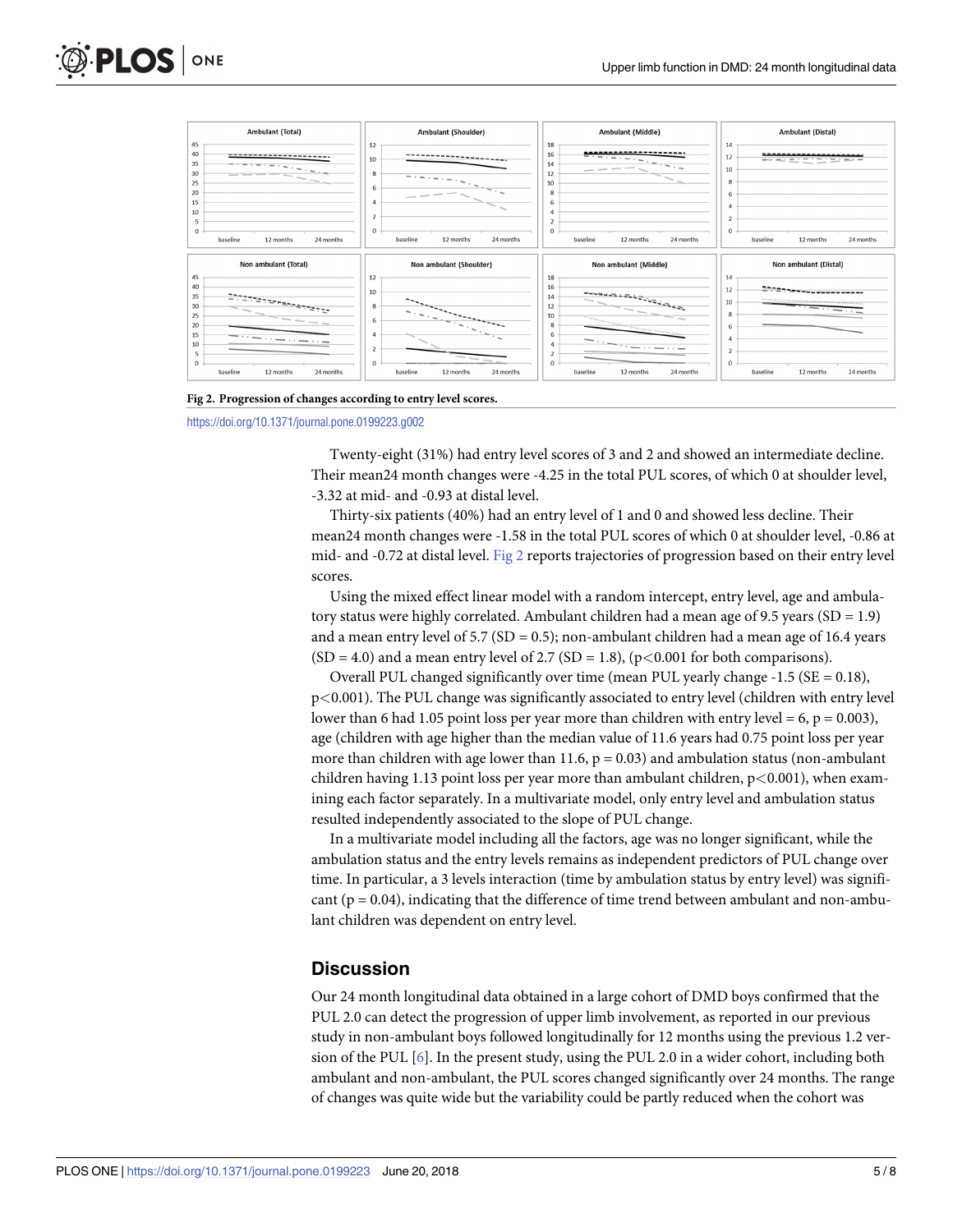**Fig 2. Progression of changes according to entry level scores.**

https://doi.org/10.1371/journal.pone.0199223.g002

Twenty-eight (31%) had entry level scores of 3 and 2 and showed an intermediate decline. Their mean24 month changes were -4.25 in the total PUL scores, of which 0 at shoulder level, -3.32 at mid- and -0.93 at distal level.

Thirty-six patients (40%) had an entry level of 1 and 0 and showed less decline. Their mean24 month changes were -1.58 in the total PUL scores of which 0 at shoulder level, -0.86 at mid- and -0.72 at distal level. Fig 2 reports trajectories of progression based on their entry level scores.

Using the mixed effect linear model with a random intercept, entry level, age and ambulatory status were highly correlated. Ambulant children had a mean age of 9.5 years (SD = 1.9) and a mean entry level of 5.7 (SD = 0.5); non-ambulant children had a mean age of 16.4 years (SD = 4.0) and a mean entry level of 2.7 (SD = 1.8), ($p<0.001$ for both comparisons).

Overall PUL changed significantly over time (mean PUL yearly change -1.5 (SE = 0.18), $p<0.001$). The PUL change was significantly associated to entry level (children with entry level lower than 6 had 1.05 point loss per year more than children with entry level = 6, $p = 0.003$), age (children with age higher than the median value of 11.6 years had 0.75 point loss per year more than children with age lower than 11.6, $p = 0.03$) and ambulation status (non-ambulant children having 1.13 point loss per year more than ambulant children, $p<0.001$), when examining each factor separately. In a multivariate model, only entry level and ambulation status resulted independently associated to the slope of PUL change.

In a multivariate model including all the factors, age was no longer significant, while the ambulation status and the entry levels remains as independent predictors of PUL change over time. In particular, a 3 levels interaction (time by ambulation status by entry level) was significant ($p = 0.04$), indicating that the difference of time trend between ambulant and non-ambulant children was dependent on entry level.

## Discussion

Our 24 month longitudinal data obtained in a large cohort of DMD boys confirmed that the PUL 2.0 can detect the progression of upper limb involvement, as reported in our previous study in non-ambulant boys followed longitudinally for 12 months using the previous 1.2 version of the PUL [6]. In the present study, using the PUL 2.0 in a wider cohort, including both ambulant and non-ambulant, the PUL scores changed significantly over 24 months. The range of changes was quite wide but the variability could be partly reduced when the cohort was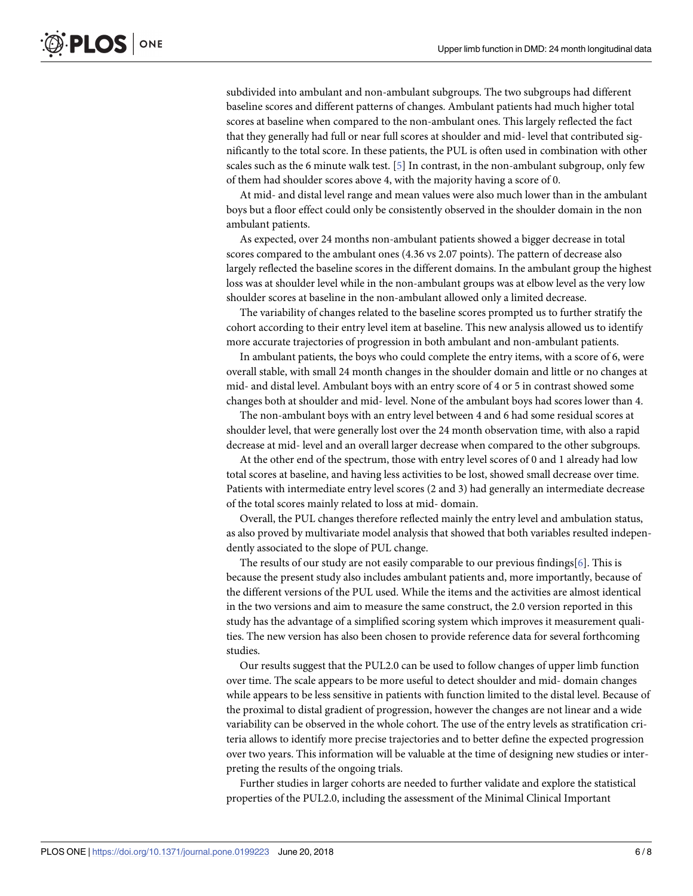subdivided into ambulant and non-ambulant subgroups. The two subgroups had different baseline scores and different patterns of changes. Ambulant patients had much higher total scores at baseline when compared to the non-ambulant ones. This largely reflected the fact that they generally had full or near full scores at shoulder and mid- level that contributed significantly to the total score. In these patients, the PUL is often used in combination with other scales such as the 6 minute walk test. [5] In contrast, in the non-ambulant subgroup, only few of them had shoulder scores above 4, with the majority having a score of 0.

At mid- and distal level range and mean values were also much lower than in the ambulant boys but a floor effect could only be consistently observed in the shoulder domain in the non ambulant patients.

As expected, over 24 months non-ambulant patients showed a bigger decrease in total scores compared to the ambulant ones (4.36 vs 2.07 points). The pattern of decrease also largely reflected the baseline scores in the different domains. In the ambulant group the highest loss was at shoulder level while in the non-ambulant groups was at elbow level as the very low shoulder scores at baseline in the non-ambulant allowed only a limited decrease.

The variability of changes related to the baseline scores prompted us to further stratify the cohort according to their entry level item at baseline. This new analysis allowed us to identify more accurate trajectories of progression in both ambulant and non-ambulant patients.

In ambulant patients, the boys who could complete the entry items, with a score of 6, were overall stable, with small 24 month changes in the shoulder domain and little or no changes at mid- and distal level. Ambulant boys with an entry score of 4 or 5 in contrast showed some changes both at shoulder and mid- level. None of the ambulant boys had scores lower than 4.

The non-ambulant boys with an entry level between 4 and 6 had some residual scores at shoulder level, that were generally lost over the 24 month observation time, with also a rapid decrease at mid- level and an overall larger decrease when compared to the other subgroups.

At the other end of the spectrum, those with entry level scores of 0 and 1 already had low total scores at baseline, and having less activities to be lost, showed small decrease over time. Patients with intermediate entry level scores (2 and 3) had generally an intermediate decrease of the total scores mainly related to loss at mid- domain.

Overall, the PUL changes therefore reflected mainly the entry level and ambulation status, as also proved by multivariate model analysis that showed that both variables resulted independently associated to the slope of PUL change.

The results of our study are not easily comparable to our previous findings[6]. This is because the present study also includes ambulant patients and, more importantly, because of the different versions of the PUL used. While the items and the activities are almost identical in the two versions and aim to measure the same construct, the 2.0 version reported in this study has the advantage of a simplified scoring system which improves it measurement qualities. The new version has also been chosen to provide reference data for several forthcoming studies.

Our results suggest that the PUL2.0 can be used to follow changes of upper limb function over time. The scale appears to be more useful to detect shoulder and mid- domain changes while appears to be less sensitive in patients with function limited to the distal level. Because of the proximal to distal gradient of progression, however the changes are not linear and a wide variability can be observed in the whole cohort. The use of the entry levels as stratification criteria allows to identify more precise trajectories and to better define the expected progression over two years. This information will be valuable at the time of designing new studies or interpreting the results of the ongoing trials.

Further studies in larger cohorts are needed to further validate and explore the statistical properties of the PUL2.0, including the assessment of the Minimal Clinical Important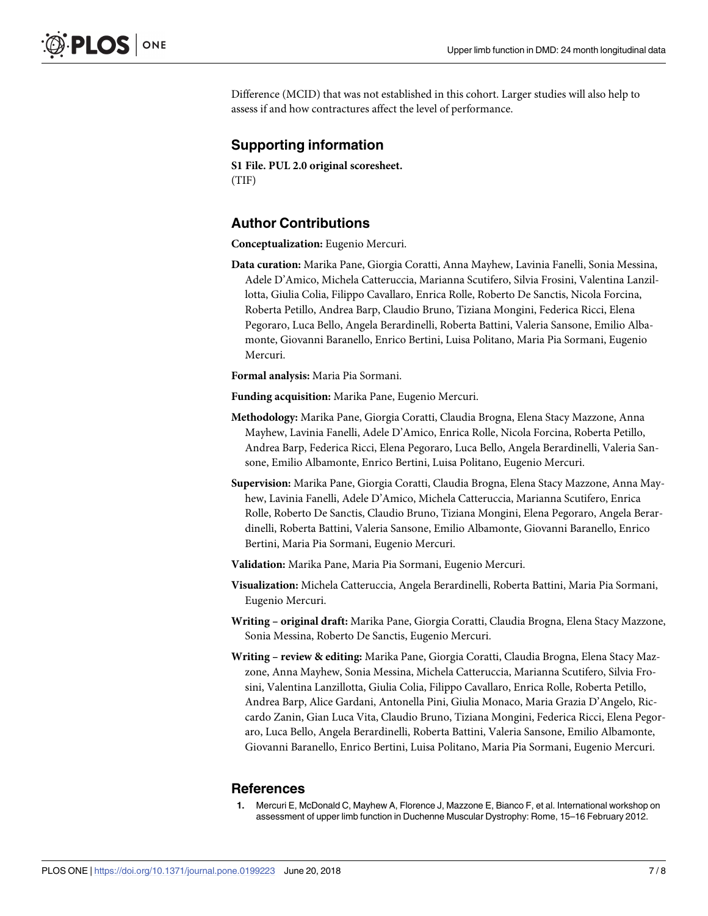Difference (MCID) that was not established in this cohort. Larger studies will also help to assess if and how contractures affect the level of performance.

## Supporting information

**S1 File. PUL 2.0 original scoresheet.**
(TIF)

## Author Contributions

**Conceptualization:** Eugenio Mercuri.

**Data curation:** Marika Pane, Giorgia Coratti, Anna Mayhew, Lavinia Fanelli, Sonia Messina, Adele D'Amico, Michela Catteruccia, Marianna Scutifero, Silvia Frosini, Valentina Lanzillotta, Giulia Colia, Filippo Cavallaro, Enrica Rolle, Roberto De Sanctis, Nicola Forcina, Roberta Petillo, Andrea Barp, Claudio Bruno, Tiziana Mongini, Federica Ricci, Elena Pegoraro, Luca Bello, Angela Berardinelli, Roberta Battini, Valeria Sansone, Emilio Albamonte, Giovanni Baranello, Enrico Bertini, Luisa Politano, Maria Pia Sormani, Eugenio Mercuri.

**Formal analysis:** Maria Pia Sormani.

**Funding acquisition:** Marika Pane, Eugenio Mercuri.

**Methodology:** Marika Pane, Giorgia Coratti, Claudia Brogna, Elena Stacy Mazzone, Anna Mayhew, Lavinia Fanelli, Adele D'Amico, Enrica Rolle, Nicola Forcina, Roberta Petillo, Andrea Barp, Federica Ricci, Elena Pegoraro, Luca Bello, Angela Berardinelli, Valeria Sansone, Emilio Albamonte, Enrico Bertini, Luisa Politano, Eugenio Mercuri.

**Supervision:** Marika Pane, Giorgia Coratti, Claudia Brogna, Elena Stacy Mazzone, Anna Mayhew, Lavinia Fanelli, Adele D'Amico, Michela Catteruccia, Marianna Scutifero, Enrica Rolle, Roberto De Sanctis, Claudio Bruno, Tiziana Mongini, Elena Pegoraro, Angela Berardinelli, Roberta Battini, Valeria Sansone, Emilio Albamonte, Giovanni Baranello, Enrico Bertini, Maria Pia Sormani, Eugenio Mercuri.

**Validation:** Marika Pane, Maria Pia Sormani, Eugenio Mercuri.

**Visualization:** Michela Catteruccia, Angela Berardinelli, Roberta Battini, Maria Pia Sormani, Eugenio Mercuri.

**Writing – original draft:** Marika Pane, Giorgia Coratti, Claudia Brogna, Elena Stacy Mazzone, Sonia Messina, Roberto De Sanctis, Eugenio Mercuri.

**Writing – review & editing:** Marika Pane, Giorgia Coratti, Claudia Brogna, Elena Stacy Mazzone, Anna Mayhew, Sonia Messina, Michela Catteruccia, Marianna Scutifero, Silvia Frosini, Valentina Lanzillotta, Giulia Colia, Filippo Cavallaro, Enrica Rolle, Roberta Petillo, Andrea Barp, Alice Gardani, Antonella Pini, Giulia Monaco, Maria Grazia D'Angelo, Riccardo Zanin, Gian Luca Vita, Claudio Bruno, Tiziana Mongini, Federica Ricci, Elena Pegoraro, Luca Bello, Angela Berardinelli, Roberta Battini, Valeria Sansone, Emilio Albamonte, Giovanni Baranello, Enrico Bertini, Luisa Politano, Maria Pia Sormani, Eugenio Mercuri.

## References

1. Mercuri E, McDonald C, Mayhew A, Florence J, Mazzone E, Bianco F, et al. International workshop on assessment of upper limb function in Duchenne Muscular Dystrophy: Rome, 15–16 February 2012.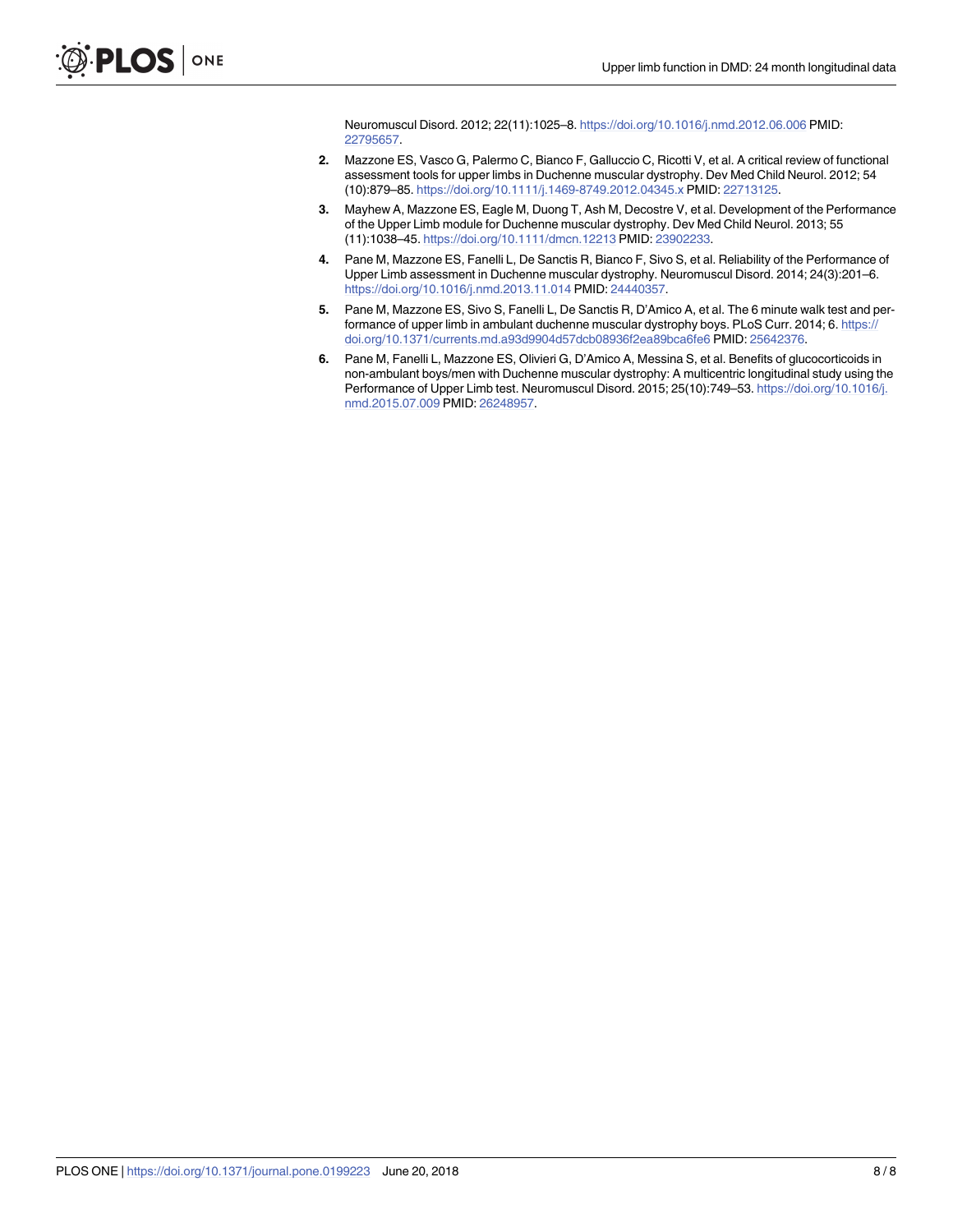Neuromuscul Disord. 2012; 22(11):1025–8. https://doi.org/10.1016/j.nmd.2012.06.006 PMID: 22795657.

2. Mazzone ES, Vasco G, Palermo C, Bianco F, Galluccio C, Ricotti V, et al. A critical review of functional assessment tools for upper limbs in Duchenne muscular dystrophy. Dev Med Child Neurol. 2012; 54 (10):879–85. https://doi.org/10.1111/j.1469-8749.2012.04345.x PMID: 22713125.
3. Mayhew A, Mazzone ES, Eagle M, Duong T, Ash M, Decostre V, et al. Development of the Performance of the Upper Limb module for Duchenne muscular dystrophy. Dev Med Child Neurol. 2013; 55 (11):1038–45. https://doi.org/10.1111/dmcn.12213 PMID: 23902233.
4. Pane M, Mazzone ES, Fanelli L, De Sanctis R, Bianco F, Sivo S, et al. Reliability of the Performance of Upper Limb assessment in Duchenne muscular dystrophy. Neuromuscul Disord. 2014; 24(3):201–6. https://doi.org/10.1016/j.nmd.2013.11.014 PMID: 24440357.
5. Pane M, Mazzone ES, Sivo S, Fanelli L, De Sanctis R, D'Amico A, et al. The 6 minute walk test and performance of upper limb in ambulant duchenne muscular dystrophy boys. PLoS Curr. 2014; 6. https://doi.org/10.1371/currents.md.a93d9904d57dcb08936f2ea89bca6fe6 PMID: 25642376.
6. Pane M, Fanelli L, Mazzone ES, Olivieri G, D'Amico A, Messina S, et al. Benefits of glucocorticoids in non-ambulant boys/men with Duchenne muscular dystrophy: A multicentric longitudinal study using the Performance of Upper Limb test. Neuromuscul Disord. 2015; 25(10):749–53. https://doi.org/10.1016/j.nmd.2015.07.009 PMID: 26248957.